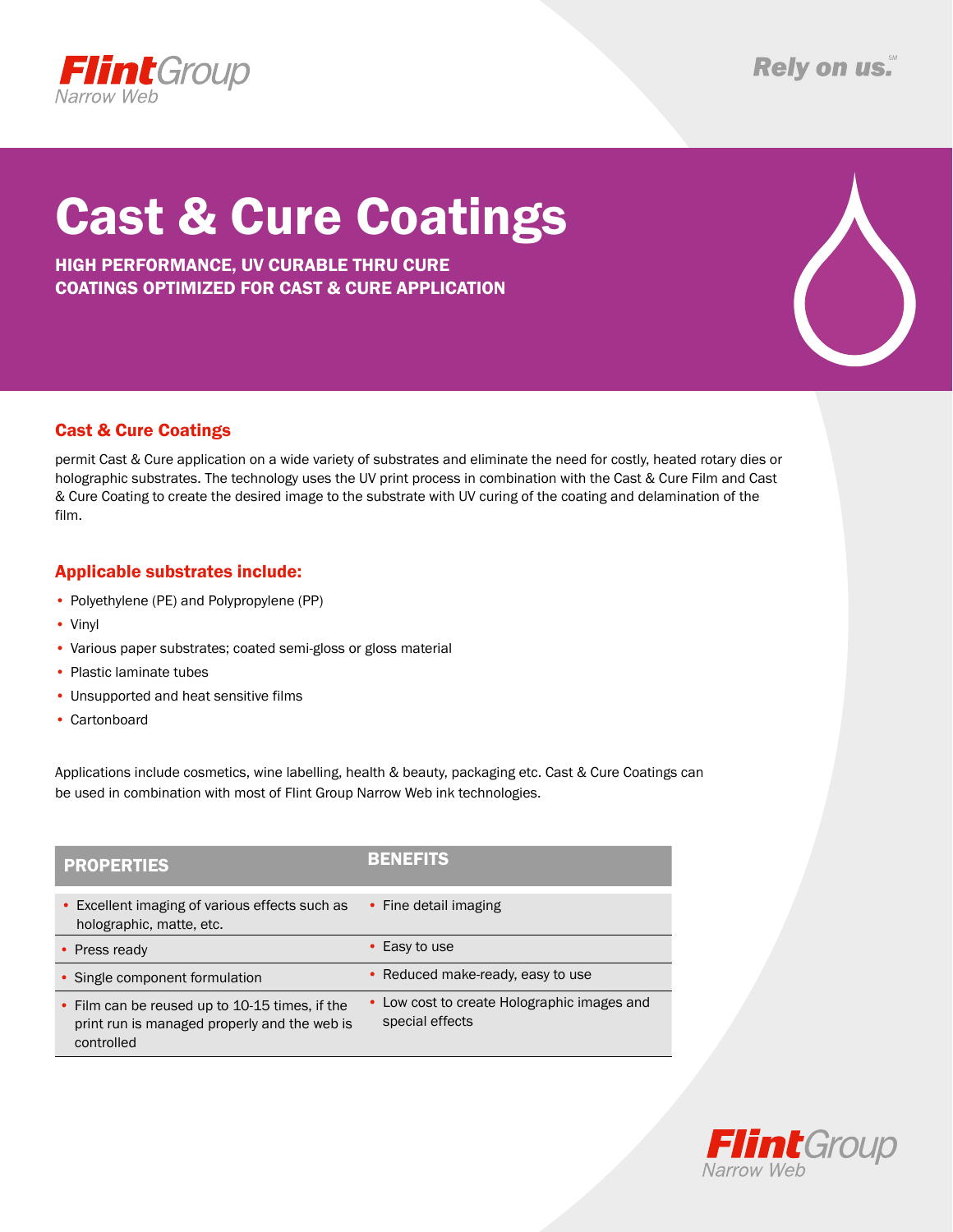# Cast & Cure Coatings

**HIGH PERFORMANCE, UV CURABLE THRU CURE COATINGS OPTIMIZED FOR CAST & CURE APPLICATION**

## Cast & Cure Coatings

permit Cast & Cure application on a wide variety of substrates and eliminate the need for costly, heated rotary dies or holographic substrates. The technology uses the UV print process in combination with the Cast & Cure Film and Cast & Cure Coating to create the desired image to the substrate with UV curing of the coating and delamination of the film.

## Applicable substrates include:

- Polyethylene (PE) and Polypropylene (PP)
- Vinyl
- Various paper substrates; coated semi-gloss or gloss material
- Plastic laminate tubes
- Unsupported and heat sensitive films
- Cartonboard

Applications include cosmetics, wine labelling, health & beauty, packaging etc. Cast & Cure Coatings can be used in combination with most of Flint Group Narrow Web ink technologies.

| PROPERTIES | BENEFITS |
|---|---|
| • Excellent imaging of various effects such as holographic, matte, etc. | • Fine detail imaging |
| • Press ready | • Easy to use |
| • Single component formulation | • Reduced make-ready, easy to use |
| • Film can be reused up to 10-15 times, if the print run is managed properly and the web is controlled | • Low cost to create Holographic images and special effects |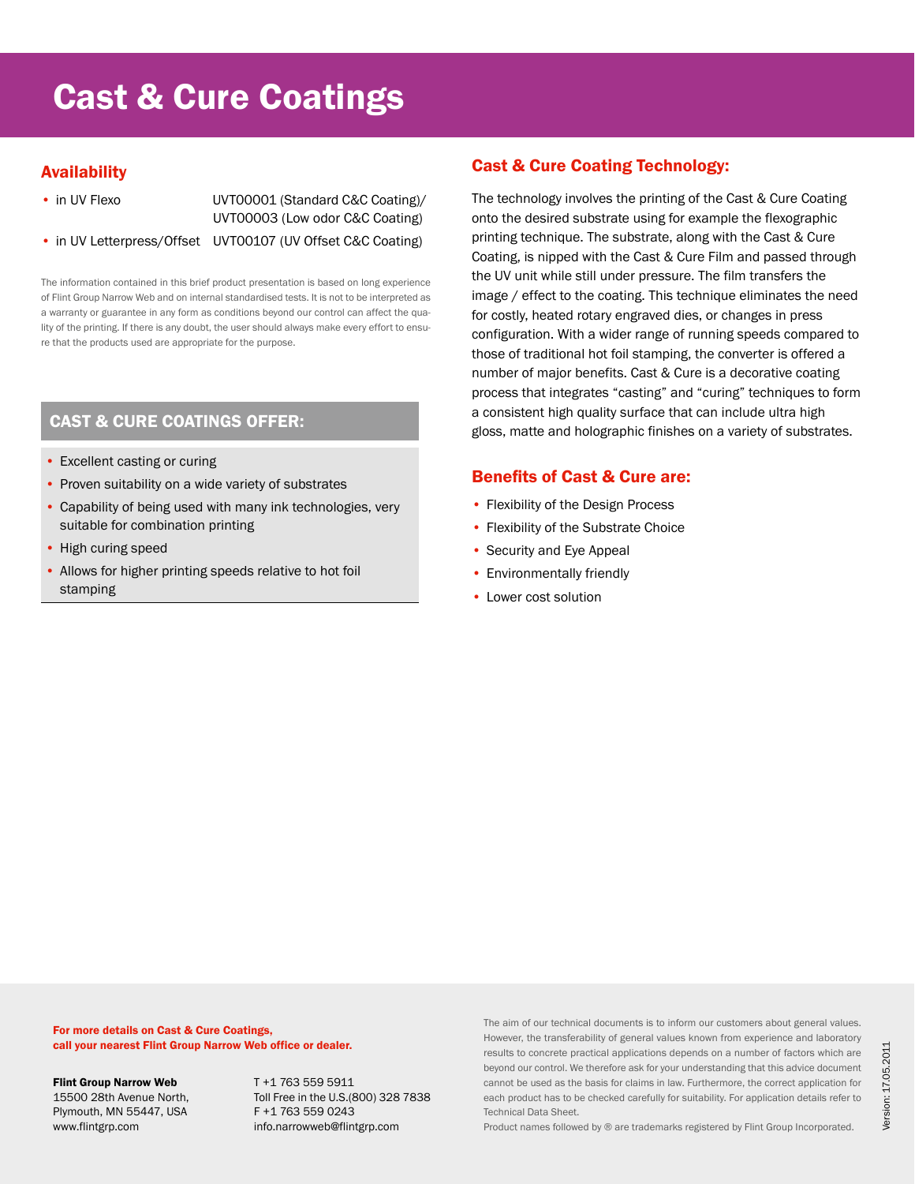# Cast & Cure Coatings

## Availability

| | |
|---|---|
| • in UV Flexo | UVT00001 (Standard C&C Coating)/ UVT00003 (Low odor C&C Coating) |
| • in UV Letterpress/Offset | UVT00107 (UV Offset C&C Coating) |

The information contained in this brief product presentation is based on long experience of Flint Group Narrow Web and on internal standardised tests. It is not to be interpreted as a warranty or guarantee in any form as conditions beyond our control can affect the quality of the printing. If there is any doubt, the user should always make every effort to ensure that the products used are appropriate for the purpose.

## CAST & CURE COATINGS OFFER:

- Excellent casting or curing
- Proven suitability on a wide variety of substrates
- Capability of being used with many ink technologies, very suitable for combination printing
- High curing speed
- Allows for higher printing speeds relative to hot foil stamping

## Cast & Cure Coating Technology:

The technology involves the printing of the Cast & Cure Coating onto the desired substrate using for example the flexographic printing technique. The substrate, along with the Cast & Cure Coating, is nipped with the Cast & Cure Film and passed through the UV unit while still under pressure. The film transfers the image / effect to the coating. This technique eliminates the need for costly, heated rotary engraved dies, or changes in press configuration. With a wider range of running speeds compared to those of traditional hot foil stamping, the converter is offered a number of major benefits. Cast & Cure is a decorative coating process that integrates "casting" and "curing" techniques to form a consistent high quality surface that can include ultra high gloss, matte and holographic finishes on a variety of substrates.

## Benefits of Cast & Cure are:

- Flexibility of the Design Process
- Flexibility of the Substrate Choice
- Security and Eye Appeal
- Environmentally friendly
- Lower cost solution

**For more details on Cast & Cure Coatings, call your nearest Flint Group Narrow Web office or dealer.**

**Flint Group Narrow Web**
15500 28th Avenue North,
Plymouth, MN 55447, USA
www.flintgrp.com

T +1 763 559 5911
Toll Free in the U.S.(800) 328 7838
F +1 763 559 0243
info.narrowweb@flintgrp.com

The aim of our technical documents is to inform our customers about general values. However, the transferability of general values known from experience and laboratory results to concrete practical applications depends on a number of factors which are beyond our control. We therefore ask for your understanding that this advice document cannot be used as the basis for claims in law. Furthermore, the correct application for each product has to be checked carefully for suitability. For application details refer to Technical Data Sheet.
Product names followed by ® are trademarks registered by Flint Group Incorporated.

Version: 17.05.2011